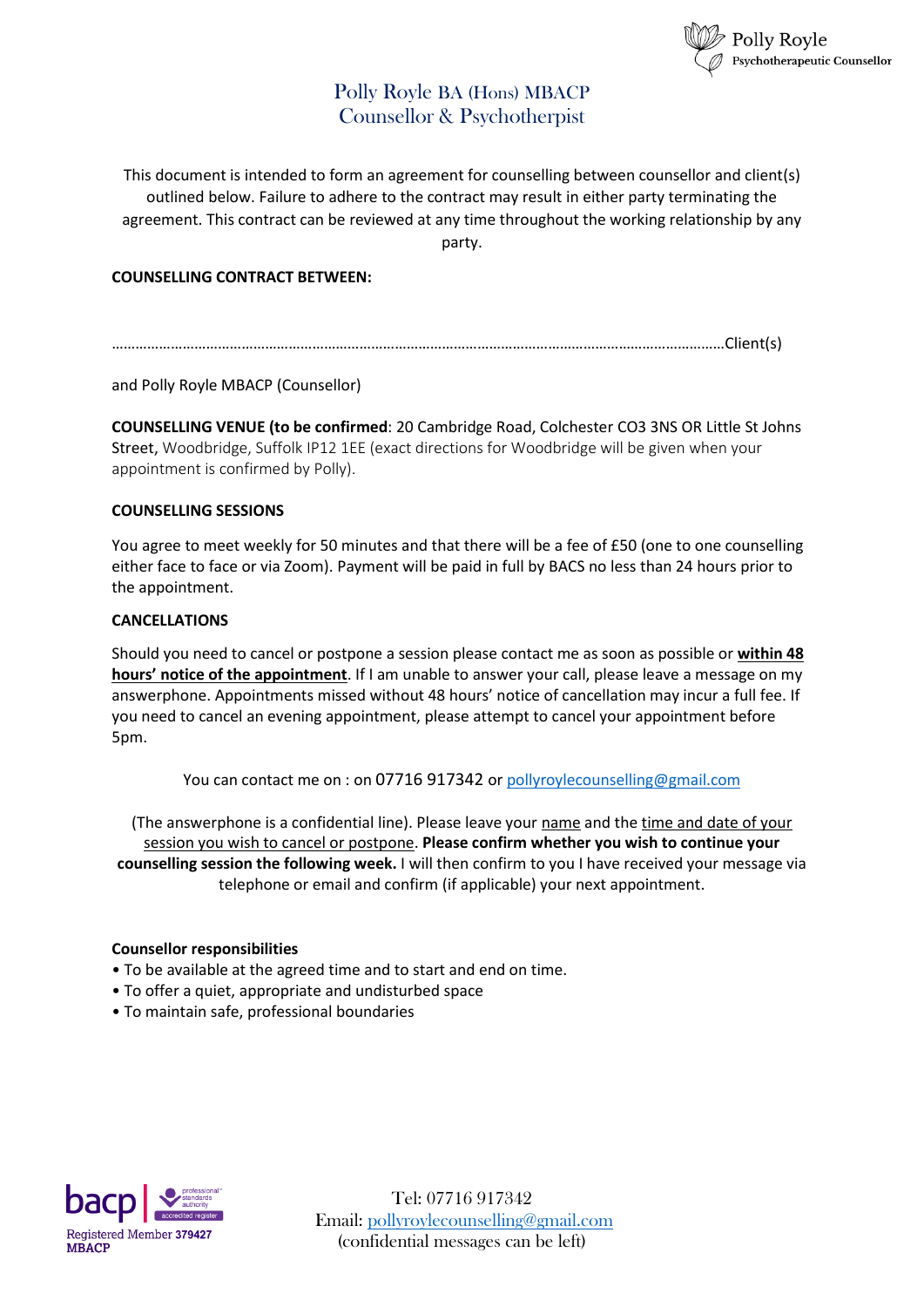Polly Royle
Psychotherapeutic Counsellor

# Polly Royle BA (Hons) MBACP
# Counsellor & Psychotherpist

This document is intended to form an agreement for counselling between counsellor and client(s) outlined below. Failure to adhere to the contract may result in either party terminating the agreement. This contract can be reviewed at any time throughout the working relationship by any party.

**COUNSELLING CONTRACT BETWEEN:**

……………………………………………………………………………………………………………………………………Client(s)

and Polly Royle MBACP (Counsellor)

**COUNSELLING VENUE (to be confirmed**: 20 Cambridge Road, Colchester CO3 3NS OR Little St Johns Street, Woodbridge, Suffolk IP12 1EE (exact directions for Woodbridge will be given when your appointment is confirmed by Polly).

**COUNSELLING SESSIONS**

You agree to meet weekly for 50 minutes and that there will be a fee of £50 (one to one counselling either face to face or via Zoom). Payment will be paid in full by BACS no less than 24 hours prior to the appointment.

**CANCELLATIONS**

Should you need to cancel or postpone a session please contact me as soon as possible or **within 48 hours' notice of the appointment**. If I am unable to answer your call, please leave a message on my answerphone. Appointments missed without 48 hours' notice of cancellation may incur a full fee. If you need to cancel an evening appointment, please attempt to cancel your appointment before 5pm.

You can contact me on : on 07716 917342 or pollyroylecounselling@gmail.com

(The answerphone is a confidential line). Please leave your name and the time and date of your session you wish to cancel or postpone. **Please confirm whether you wish to continue your counselling session the following week.** I will then confirm to you I have received your message via telephone or email and confirm (if applicable) your next appointment.

**Counsellor responsibilities**

- To be available at the agreed time and to start and end on time.
- To offer a quiet, appropriate and undisturbed space
- To maintain safe, professional boundaries

bacp | professional standards authority accredited register
Registered Member 379427
MBACP

Tel: 07716 917342
Email: pollyroylecounselling@gmail.com
(confidential messages can be left)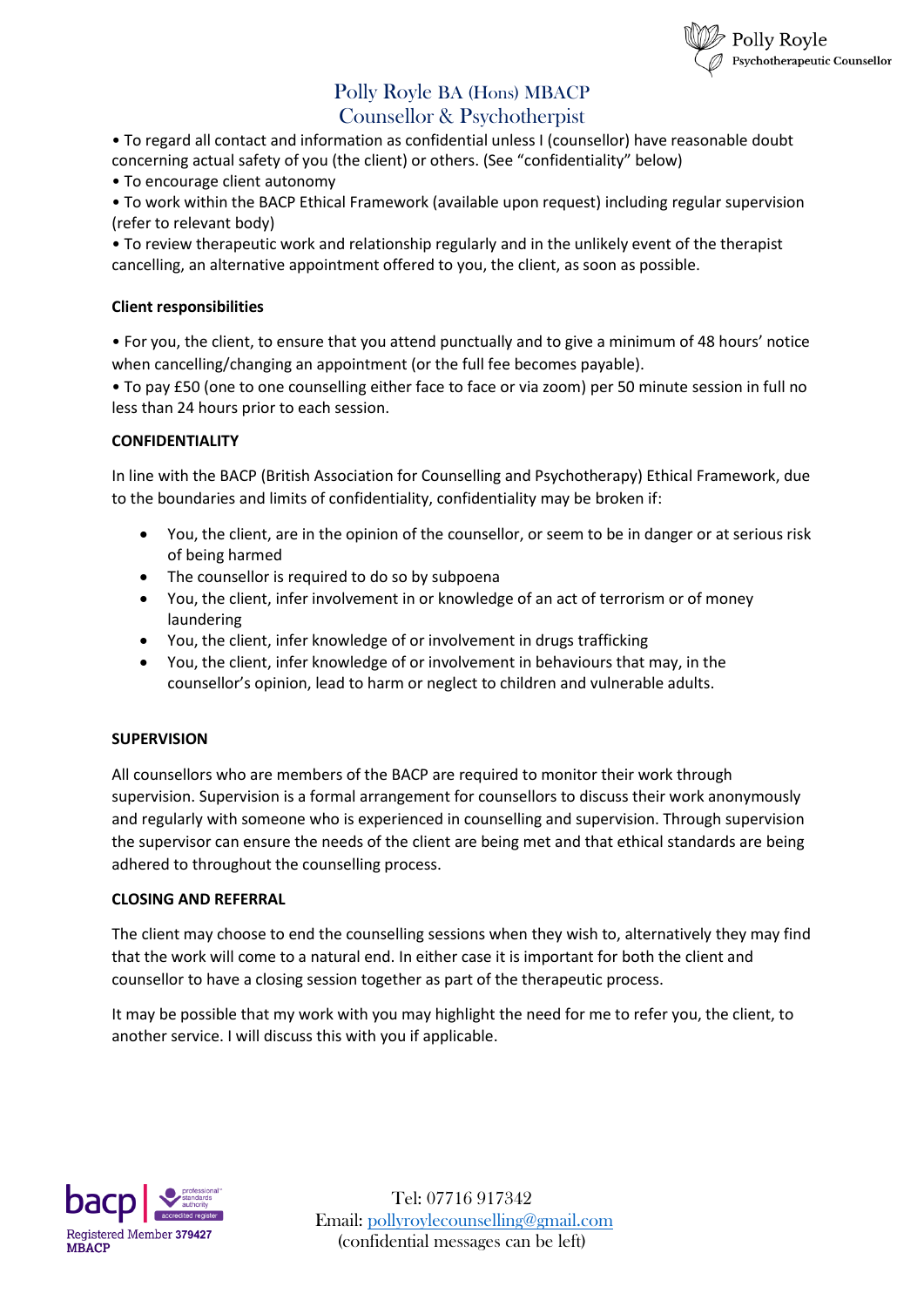Polly Royle BA (Hons) MBACP
Counsellor & Psychotherpist

• To regard all contact and information as confidential unless I (counsellor) have reasonable doubt concerning actual safety of you (the client) or others. (See "confidentiality" below)
• To encourage client autonomy
• To work within the BACP Ethical Framework (available upon request) including regular supervision (refer to relevant body)
• To review therapeutic work and relationship regularly and in the unlikely event of the therapist cancelling, an alternative appointment offered to you, the client, as soon as possible.

**Client responsibilities**

• For you, the client, to ensure that you attend punctually and to give a minimum of 48 hours' notice when cancelling/changing an appointment (or the full fee becomes payable).
• To pay £50 (one to one counselling either face to face or via zoom) per 50 minute session in full no less than 24 hours prior to each session.

**CONFIDENTIALITY**

In line with the BACP (British Association for Counselling and Psychotherapy) Ethical Framework, due to the boundaries and limits of confidentiality, confidentiality may be broken if:

- You, the client, are in the opinion of the counsellor, or seem to be in danger or at serious risk of being harmed
- The counsellor is required to do so by subpoena
- You, the client, infer involvement in or knowledge of an act of terrorism or of money laundering
- You, the client, infer knowledge of or involvement in drugs trafficking
- You, the client, infer knowledge of or involvement in behaviours that may, in the counsellor's opinion, lead to harm or neglect to children and vulnerable adults.

**SUPERVISION**

All counsellors who are members of the BACP are required to monitor their work through supervision. Supervision is a formal arrangement for counsellors to discuss their work anonymously and regularly with someone who is experienced in counselling and supervision. Through supervision the supervisor can ensure the needs of the client are being met and that ethical standards are being adhered to throughout the counselling process.

**CLOSING AND REFERRAL**

The client may choose to end the counselling sessions when they wish to, alternatively they may find that the work will come to a natural end. In either case it is important for both the client and counsellor to have a closing session together as part of the therapeutic process.

It may be possible that my work with you may highlight the need for me to refer you, the client, to another service. I will discuss this with you if applicable.

bacp | professional standards authority accredited register
Registered Member 379427
MBACP

Tel: 07716 917342
Email: pollyroylecounselling@gmail.com
(confidential messages can be left)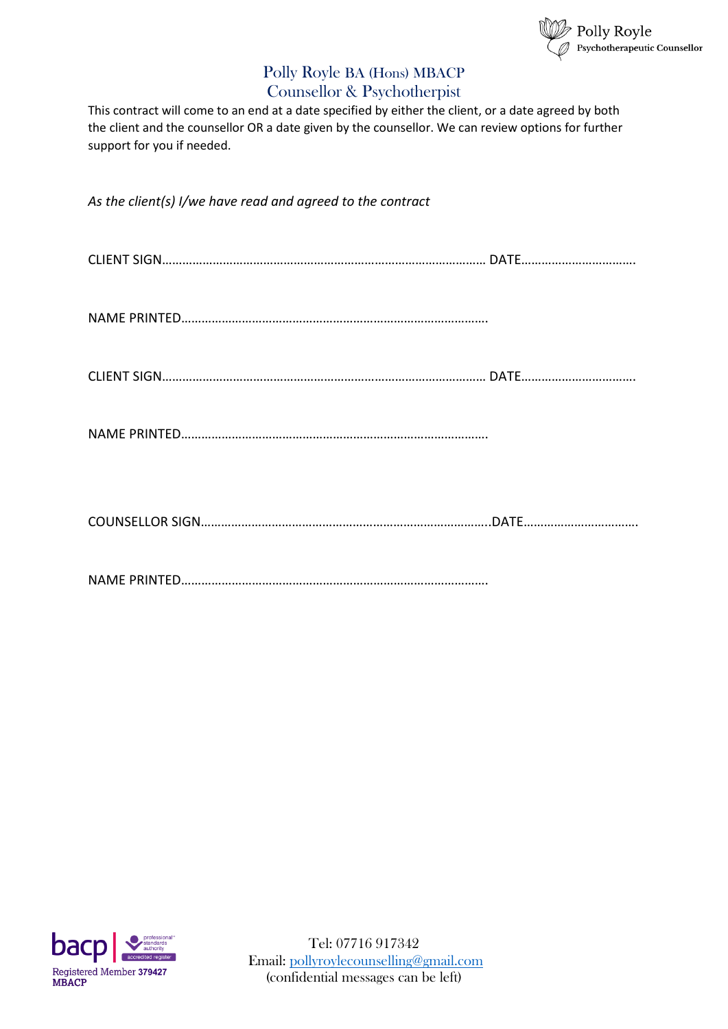# Polly Royle BA (Hons) MBACP
## Counsellor & Psychotherpist

This contract will come to an end at a date specified by either the client, or a date agreed by both the client and the counsellor OR a date given by the counsellor. We can review options for further support for you if needed.

*As the client(s) I/we have read and agreed to the contract*

CLIENT SIGN………………………………………………………………………………… DATE…………………………….

NAME PRINTED……………………………………………………………………………….

CLIENT SIGN………………………………………………………………………………… DATE…………………………….

NAME PRINTED……………………………………………………………………………….

COUNSELLOR SIGN…………………………………………………………………………..DATE…………………………….

NAME PRINTED……………………………………………………………………………….

Registered Member 379427
MBACP

Tel: 07716 917342
Email: pollyroylecounselling@gmail.com
(confidential messages can be left)